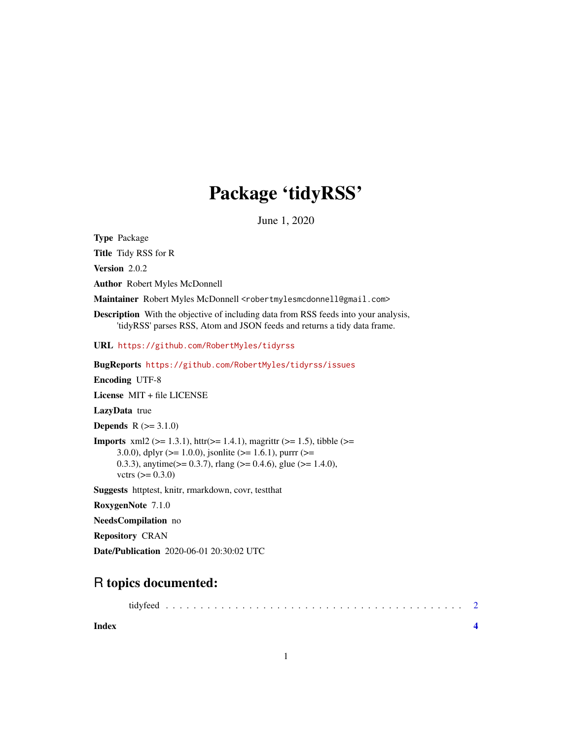# Package ‘tidyRSS’

June 1, 2020

**Type** Package

**Title** Tidy RSS for R

**Version** 2.0.2

**Author** Robert Myles McDonnell

**Maintainer** Robert Myles McDonnell <robertmylesmcdonnell@gmail.com>

**Description** With the objective of including data from RSS feeds into your analysis, 'tidyRSS' parses RSS, Atom and JSON feeds and returns a tidy data frame.

**URL** https://github.com/RobertMyles/tidyrss

**BugReports** https://github.com/RobertMyles/tidyrss/issues

**Encoding** UTF-8

**License** MIT + file LICENSE

**LazyData** true

**Depends** R (>= 3.1.0)

**Imports** xml2 (>= 1.3.1), httr(>= 1.4.1), magrittr (>= 1.5), tibble (>= 3.0.0), dplyr (>= 1.0.0), jsonlite (>= 1.6.1), purrr (>= 0.3.3), anytime(>= 0.3.7), rlang (>= 0.4.6), glue (>= 1.4.0), vctrs (>= 0.3.0)

**Suggests** httptest, knitr, rmarkdown, covr, testthat

**RoxygenNote** 7.1.0

**NeedsCompilation** no

**Repository** CRAN

**Date/Publication** 2020-06-01 20:30:02 UTC

## R topics documented:

tidyfeed . . . . . . . . . . . . . . . . . . . . . . . . . . . . . . . . . . . . . . . . . . . 2

**Index** **4**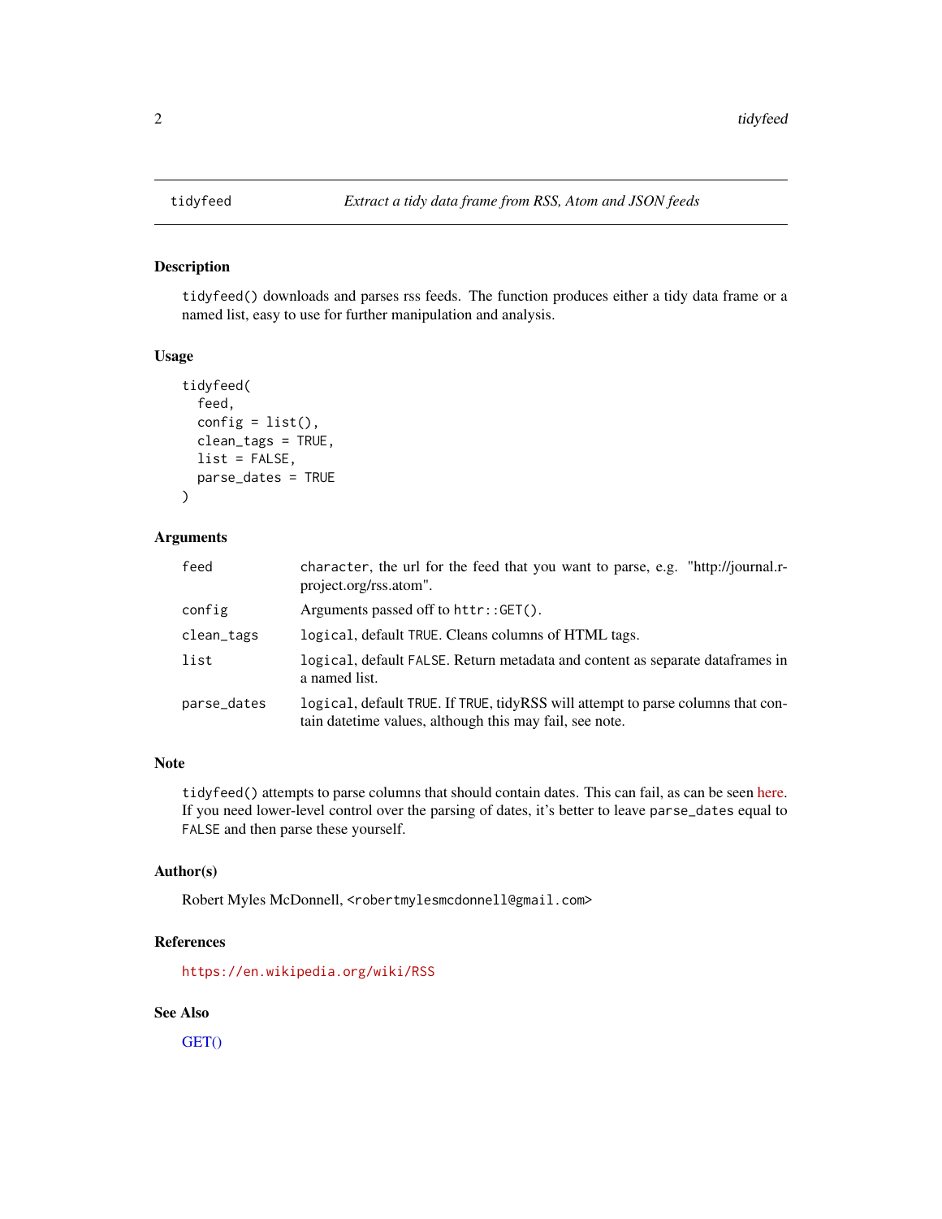## tidyfeed — *Extract a tidy data frame from RSS, Atom and JSON feeds*

### Description

`tidyfeed()` downloads and parses rss feeds. The function produces either a tidy data frame or a named list, easy to use for further manipulation and analysis.

### Usage

```
tidyfeed(
  feed,
  config = list(),
  clean_tags = TRUE,
  list = FALSE,
  parse_dates = TRUE
)
```

### Arguments

| | |
|---|---|
| `feed` | `character`, the url for the feed that you want to parse, e.g. "http://journal.r-project.org/rss.atom". |
| `config` | Arguments passed off to `httr::GET()`. |
| `clean_tags` | `logical`, default `TRUE`. Cleans columns of HTML tags. |
| `list` | `logical`, default `FALSE`. Return metadata and content as separate dataframes in a named list. |
| `parse_dates` | `logical`, default `TRUE`. If `TRUE`, tidyRSS will attempt to parse columns that contain datetime values, although this may fail, see note. |

### Note

`tidyfeed()` attempts to parse columns that should contain dates. This can fail, as can be seen here. If you need lower-level control over the parsing of dates, it's better to leave `parse_dates` equal to `FALSE` and then parse these yourself.

### Author(s)

Robert Myles McDonnell, `<robertmylesmcdonnell@gmail.com>`

### References

https://en.wikipedia.org/wiki/RSS

### See Also

GET()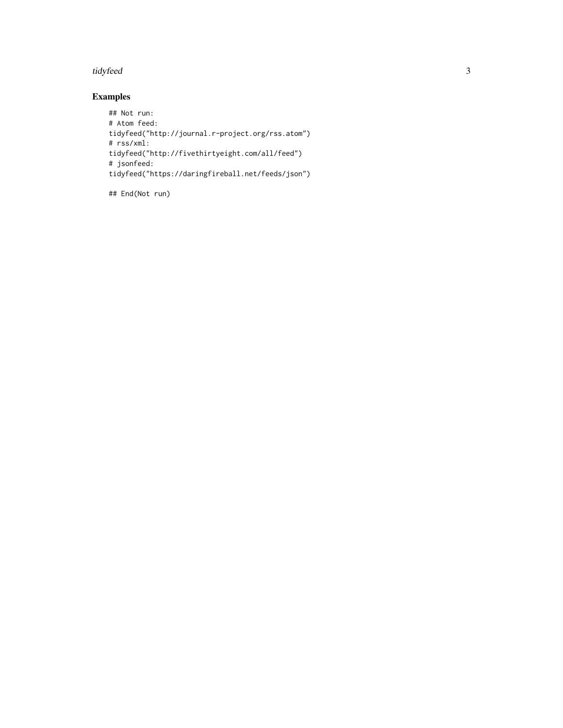## Examples

```
## Not run:
# Atom feed:
tidyfeed("http://journal.r-project.org/rss.atom")
# rss/xml:
tidyfeed("http://fivethirtyeight.com/all/feed")
# jsonfeed:
tidyfeed("https://daringfireball.net/feeds/json")

## End(Not run)
```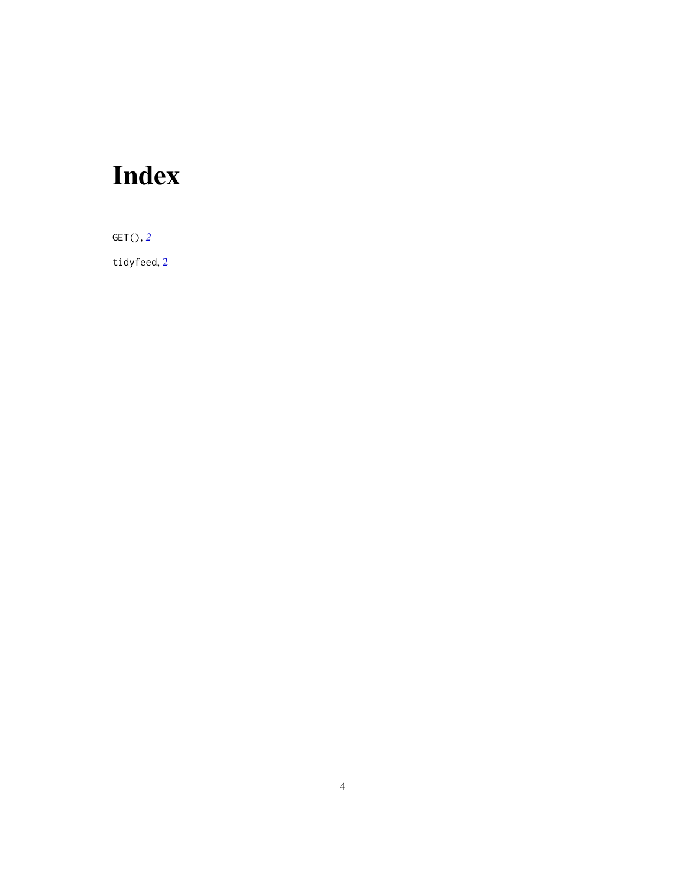# Index

GET(), *2*

tidyfeed, 2